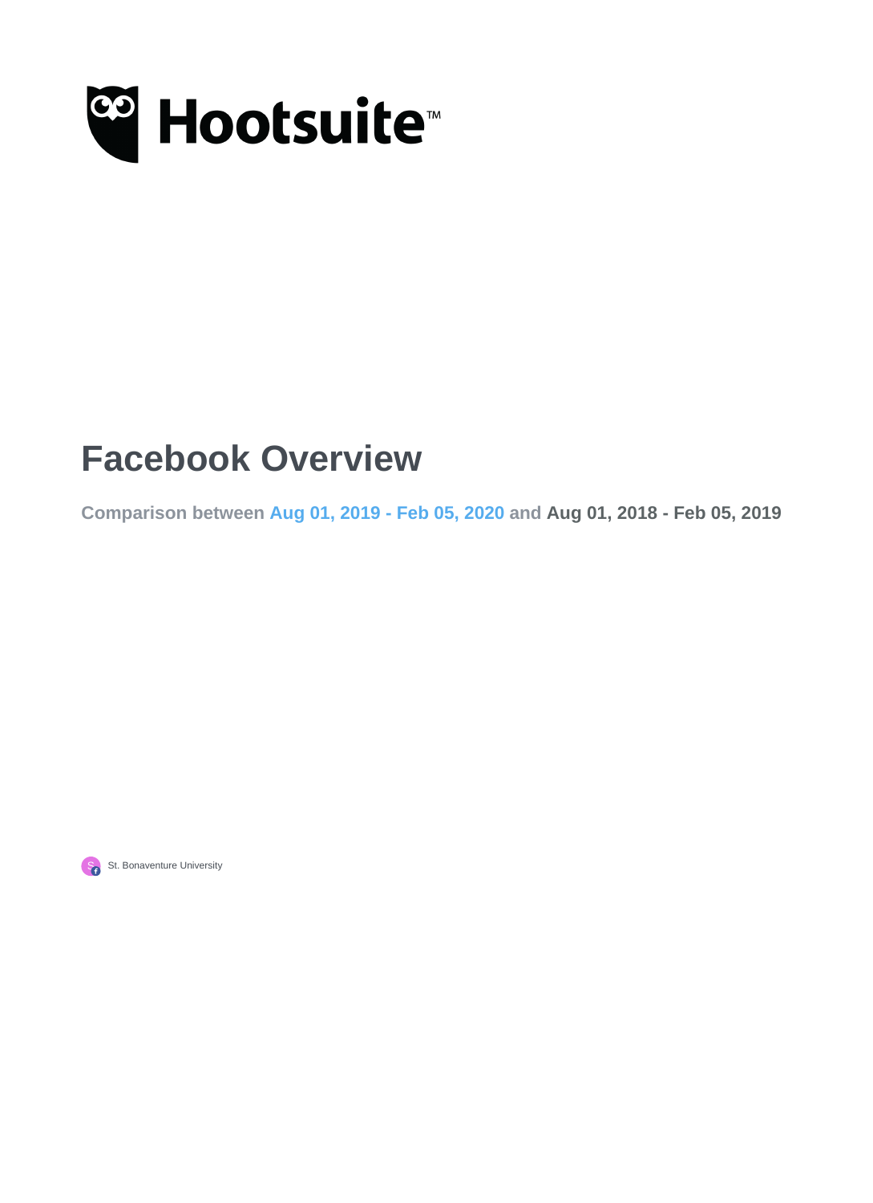Hootsuite™

# Facebook Overview

**Comparison between Aug 01, 2019 - Feb 05, 2020 and Aug 01, 2018 - Feb 05, 2019**

St. Bonaventure University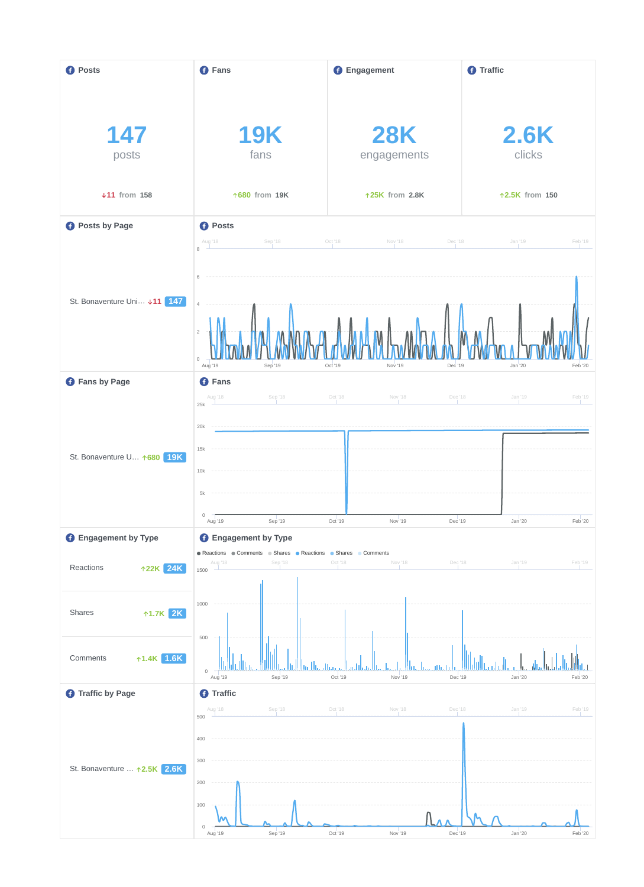## Posts

**147**
posts

↓11 from 158

## Fans

**19K**
fans

↑680 from 19K

## Engagement

**28K**
engagements

↑25K from 2.8K

## Traffic

**2.6K**
clicks

↑2.5K from 150

## Posts by Page

| Page | Change | Total |
|---|---|---|
| St. Bonaventure Uni… | ↓11 | 147 |

## Posts

## Fans by Page

| Page | Change | Total |
|---|---|---|
| St. Bonaventure U… | ↑680 | 19K |

## Fans

## Engagement by Type

| Type | Change | Total |
|---|---|---|
| Reactions | ↑22K | 24K |
| Shares | ↑1.7K | 2K |
| Comments | ↑1.4K | 1.6K |

## Engagement by Type

## Traffic by Page

| Page | Change | Total |
|---|---|---|
| St. Bonaventure … | ↑2.5K | 2.6K |

## Traffic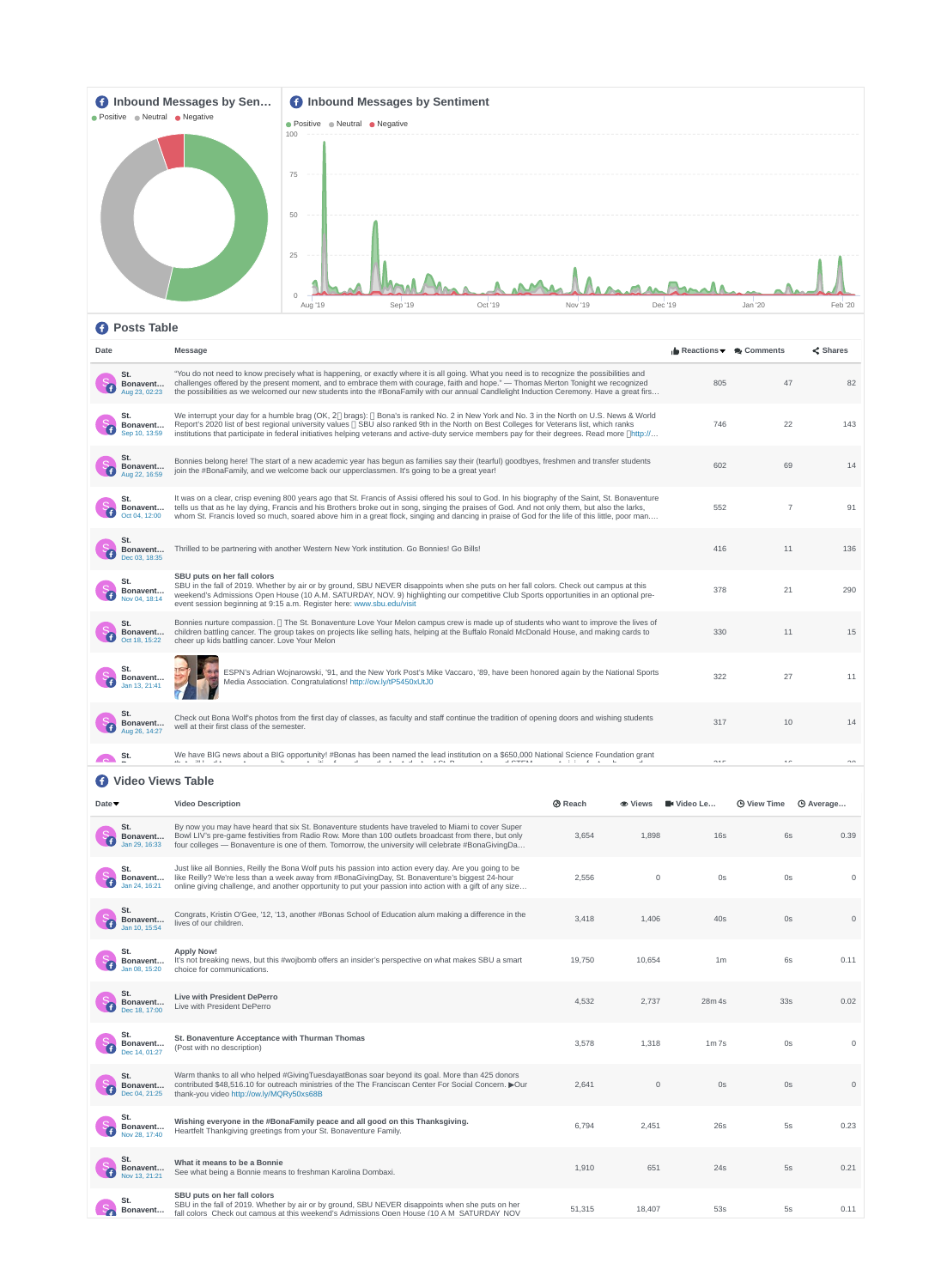## Inbound Messages by Sen…

Positive Neutral Negative

## Inbound Messages by Sentiment

Positive Neutral Negative

100
75
50
25
0

Aug '19 Sep '19 Oct '19 Nov '19 Dec '19 Jan '20 Feb '20

## Posts Table

| Date | Message | Reactions | Comments | Shares |
|---|---|---|---|---|
| St. Bonavent… Aug 23, 02:23 | "You do not need to know precisely what is happening, or exactly where it is all going. What you need is to recognize the possibilities and challenges offered by the present moment, and to embrace them with courage, faith and hope." — Thomas Merton Tonight we recognized the possibilities as we welcomed our new students into the #BonaFamily with our annual Candlelight Induction Ceremony. Have a great firs… | 805 | 47 | 82 |
| St. Bonavent… Sep 10, 13:59 | We interrupt your day for a humble brag (OK, 2 brags): Bona's is ranked No. 2 in New York and No. 3 in the North on U.S. News & World Report's 2020 list of best regional university values SBU also ranked 9th in the North on Best Colleges for Veterans list, which ranks institutions that participate in federal initiatives helping veterans and active-duty service members pay for their degrees. Read more http://… | 746 | 22 | 143 |
| St. Bonavent… Aug 22, 16:59 | Bonnies belong here! The start of a new academic year has begun as families say their (tearful) goodbyes, freshmen and transfer students join the #BonaFamily, and we welcome back our upperclassmen. It's going to be a great year! | 602 | 69 | 14 |
| St. Bonavent… Oct 04, 12:00 | It was on a clear, crisp evening 800 years ago that St. Francis of Assisi offered his soul to God. In his biography of the Saint, St. Bonaventure tells us that as he lay dying, Francis and his Brothers broke out in song, singing the praises of God. And not only them, but also the larks, whom St. Francis loved so much, soared above him in a great flock, singing and dancing in praise of God for the life of this little, poor man.… | 552 | 7 | 91 |
| St. Bonavent… Dec 03, 18:35 | Thrilled to be partnering with another Western New York institution. Go Bonnies! Go Bills! | 416 | 11 | 136 |
| St. Bonavent… Nov 04, 18:14 | **SBU puts on her fall colors** SBU in the fall of 2019. Whether by air or by ground, SBU NEVER disappoints when she puts on her fall colors. Check out campus at this weekend's Admissions Open House (10 A.M. SATURDAY, NOV. 9) highlighting our competitive Club Sports opportunities in an optional pre-event session beginning at 9:15 a.m. Register here: www.sbu.edu/visit | 378 | 21 | 290 |
| St. Bonavent… Oct 18, 15:22 | Bonnies nurture compassion. The St. Bonaventure Love Your Melon campus crew is made up of students who want to improve the lives of children battling cancer. The group takes on projects like selling hats, helping at the Buffalo Ronald McDonald House, and making cards to cheer up kids battling cancer. Love Your Melon | 330 | 11 | 15 |
| St. Bonavent… Jan 13, 21:41 | ESPN's Adrian Wojnarowski, '91, and the New York Post's Mike Vaccaro, '89, have been honored again by the National Sports Media Association. Congratulations! http://ow.ly/tP5450xUtJ0 | 322 | 27 | 11 |
| St. Bonavent… Aug 26, 14:27 | Check out Bona Wolf's photos from the first day of classes, as faculty and staff continue the tradition of opening doors and wishing students well at their first class of the semester. | 317 | 10 | 14 |
| St. | We have BIG news about a BIG opportunity! #Bonas has been named the lead institution on a $650,000 National Science Foundation grant | | | |

## Video Views Table

| Date | Video Description | Reach | Views | Video Le… | View Time | Average… |
|---|---|---|---|---|---|---|
| St. Bonavent… Jan 29, 16:33 | By now you may have heard that six St. Bonaventure students have traveled to Miami to cover Super Bowl LIV's pre-game festivities from Radio Row. More than 100 outlets broadcast from there, but only four colleges — Bonaventure is one of them. Tomorrow, the university will celebrate #BonaGivingDa… | 3,654 | 1,898 | 16s | 6s | 0.39 |
| St. Bonavent… Jan 24, 16:21 | Just like all Bonnies, Reilly the Bona Wolf puts his passion into action every day. Are you going to be like Reilly? We're less than a week away from #BonaGivingDay, St. Bonaventure's biggest 24-hour online giving challenge, and another opportunity to put your passion into action with a gift of any size… | 2,556 | 0 | 0s | 0s | 0 |
| St. Bonavent… Jan 10, 15:54 | Congrats, Kristin O'Gee, '12, '13, another #Bonas School of Education alum making a difference in the lives of our children. | 3,418 | 1,406 | 40s | 0s | 0 |
| St. Bonavent… Jan 08, 15:20 | **Apply Now!** It's not breaking news, but this #wojbomb offers an insider's perspective on what makes SBU a smart choice for communications. | 19,750 | 10,654 | 1m | 6s | 0.11 |
| St. Bonavent… Dec 18, 17:00 | **Live with President DePerro** Live with President DePerro | 4,532 | 2,737 | 28m 4s | 33s | 0.02 |
| St. Bonavent… Dec 14, 01:27 | **St. Bonaventure Acceptance with Thurman Thomas** (Post with no description) | 3,578 | 1,318 | 1m 7s | 0s | 0 |
| St. Bonavent… Dec 04, 21:25 | Warm thanks to all who helped #GivingTuesdayatBonas soar beyond its goal. More than 425 donors contributed $48,516.10 for outreach ministries of the The Franciscan Center For Social Concern. ▶Our thank-you video http://ow.ly/MQRy50xs68B | 2,641 | 0 | 0s | 0s | 0 |
| St. Bonavent… Nov 28, 17:40 | **Wishing everyone in the #BonaFamily peace and all good on this Thanksgiving.** Heartfelt Thankgiving greetings from your St. Bonaventure Family. | 6,794 | 2,451 | 26s | 5s | 0.23 |
| St. Bonavent… Nov 13, 21:21 | **What it means to be a Bonnie** See what being a Bonnie means to freshman Karolina Dombaxi. | 1,910 | 651 | 24s | 5s | 0.21 |
| St. Bonavent… | **SBU puts on her fall colors** SBU in the fall of 2019. Whether by air or by ground, SBU NEVER disappoints when she puts on her fall colors. Check out campus at this weekend's Admissions Open House (10 A.M. SATURDAY, NOV. | 51,315 | 18,407 | 53s | 5s | 0.11 |